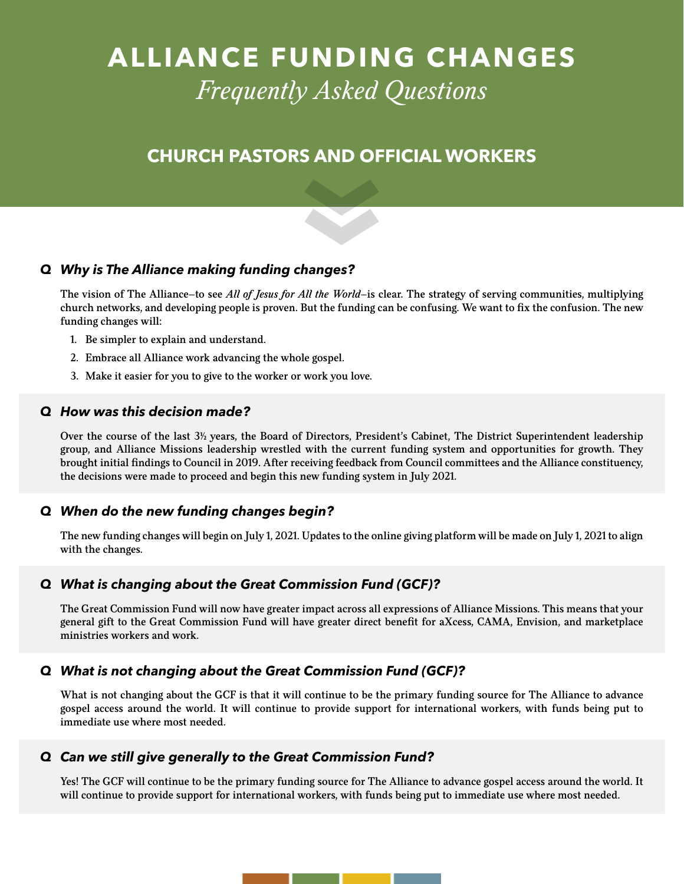# ALLIANCE FUNDING CHANGES

*Frequently Asked Questions*

## CHURCH PASTORS AND OFFICIAL WORKERS

### Q *Why is The Alliance making funding changes?*

The vision of The Alliance—to see *All of Jesus for All the World*—is clear. The strategy of serving communities, multiplying church networks, and developing people is proven. But the funding can be confusing. We want to fix the confusion. The new funding changes will:

1. Be simpler to explain and understand.
2. Embrace all Alliance work advancing the whole gospel.
3. Make it easier for you to give to the worker or work you love.

### Q *How was this decision made?*

Over the course of the last 3½ years, the Board of Directors, President's Cabinet, The District Superintendent leadership group, and Alliance Missions leadership wrestled with the current funding system and opportunities for growth. They brought initial findings to Council in 2019. After receiving feedback from Council committees and the Alliance constituency, the decisions were made to proceed and begin this new funding system in July 2021.

### Q *When do the new funding changes begin?*

The new funding changes will begin on July 1, 2021. Updates to the online giving platform will be made on July 1, 2021 to align with the changes.

### Q *What is changing about the Great Commission Fund (GCF)?*

The Great Commission Fund will now have greater impact across all expressions of Alliance Missions. This means that your general gift to the Great Commission Fund will have greater direct benefit for aXcess, CAMA, Envision, and marketplace ministries workers and work.

### Q *What is not changing about the Great Commission Fund (GCF)?*

What is not changing about the GCF is that it will continue to be the primary funding source for The Alliance to advance gospel access around the world. It will continue to provide support for international workers, with funds being put to immediate use where most needed.

### Q *Can we still give generally to the Great Commission Fund?*

Yes! The GCF will continue to be the primary funding source for The Alliance to advance gospel access around the world. It will continue to provide support for international workers, with funds being put to immediate use where most needed.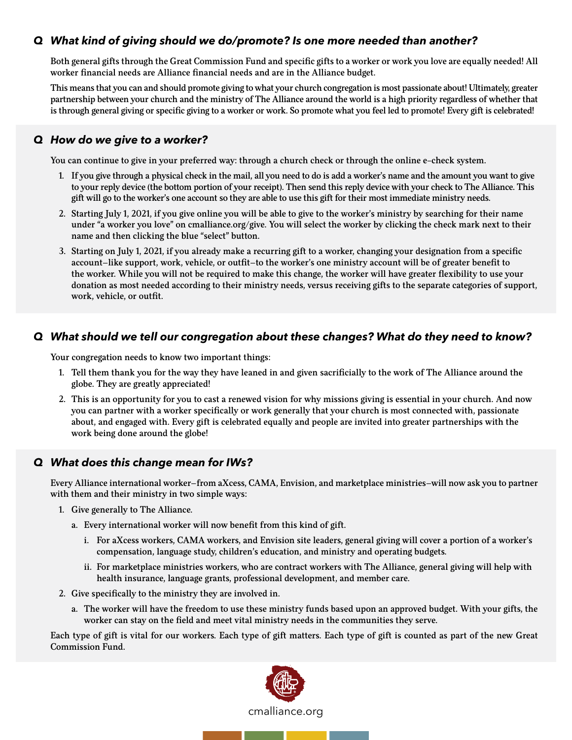### Q *What kind of giving should we do/promote? Is one more needed than another?*

Both general gifts through the Great Commission Fund and specific gifts to a worker or work you love are equally needed! All worker financial needs are Alliance financial needs and are in the Alliance budget.

This means that you can and should promote giving to what your church congregation is most passionate about! Ultimately, greater partnership between your church and the ministry of The Alliance around the world is a high priority regardless of whether that is through general giving or specific giving to a worker or work. So promote what you feel led to promote! Every gift is celebrated!

### Q *How do we give to a worker?*

You can continue to give in your preferred way: through a church check or through the online e-check system.

1. If you give through a physical check in the mail, all you need to do is add a worker's name and the amount you want to give to your reply device (the bottom portion of your receipt). Then send this reply device with your check to The Alliance. This gift will go to the worker's one account so they are able to use this gift for their most immediate ministry needs.
2. Starting July 1, 2021, if you give online you will be able to give to the worker's ministry by searching for their name under "a worker you love" on cmalliance.org/give. You will select the worker by clicking the check mark next to their name and then clicking the blue "select" button.
3. Starting on July 1, 2021, if you already make a recurring gift to a worker, changing your designation from a specific account—like support, work, vehicle, or outfit—to the worker's one ministry account will be of greater benefit to the worker. While you will not be required to make this change, the worker will have greater flexibility to use your donation as most needed according to their ministry needs, versus receiving gifts to the separate categories of support, work, vehicle, or outfit.

### Q *What should we tell our congregation about these changes? What do they need to know?*

Your congregation needs to know two important things:

1. Tell them thank you for the way they have leaned in and given sacrificially to the work of The Alliance around the globe. They are greatly appreciated!
2. This is an opportunity for you to cast a renewed vision for why missions giving is essential in your church. And now you can partner with a worker specifically or work generally that your church is most connected with, passionate about, and engaged with. Every gift is celebrated equally and people are invited into greater partnerships with the work being done around the globe!

### Q *What does this change mean for IWs?*

Every Alliance international worker—from aXcess, CAMA, Envision, and marketplace ministries—will now ask you to partner with them and their ministry in two simple ways:

1. Give generally to The Alliance.
   a. Every international worker will now benefit from this kind of gift.
      i. For aXcess workers, CAMA workers, and Envision site leaders, general giving will cover a portion of a worker's compensation, language study, children's education, and ministry and operating budgets.
      ii. For marketplace ministries workers, who are contract workers with The Alliance, general giving will help with health insurance, language grants, professional development, and member care.
2. Give specifically to the ministry they are involved in.
   a. The worker will have the freedom to use these ministry funds based upon an approved budget. With your gifts, the worker can stay on the field and meet vital ministry needs in the communities they serve.

Each type of gift is vital for our workers. Each type of gift matters. Each type of gift is counted as part of the new Great Commission Fund.

cmalliance.org